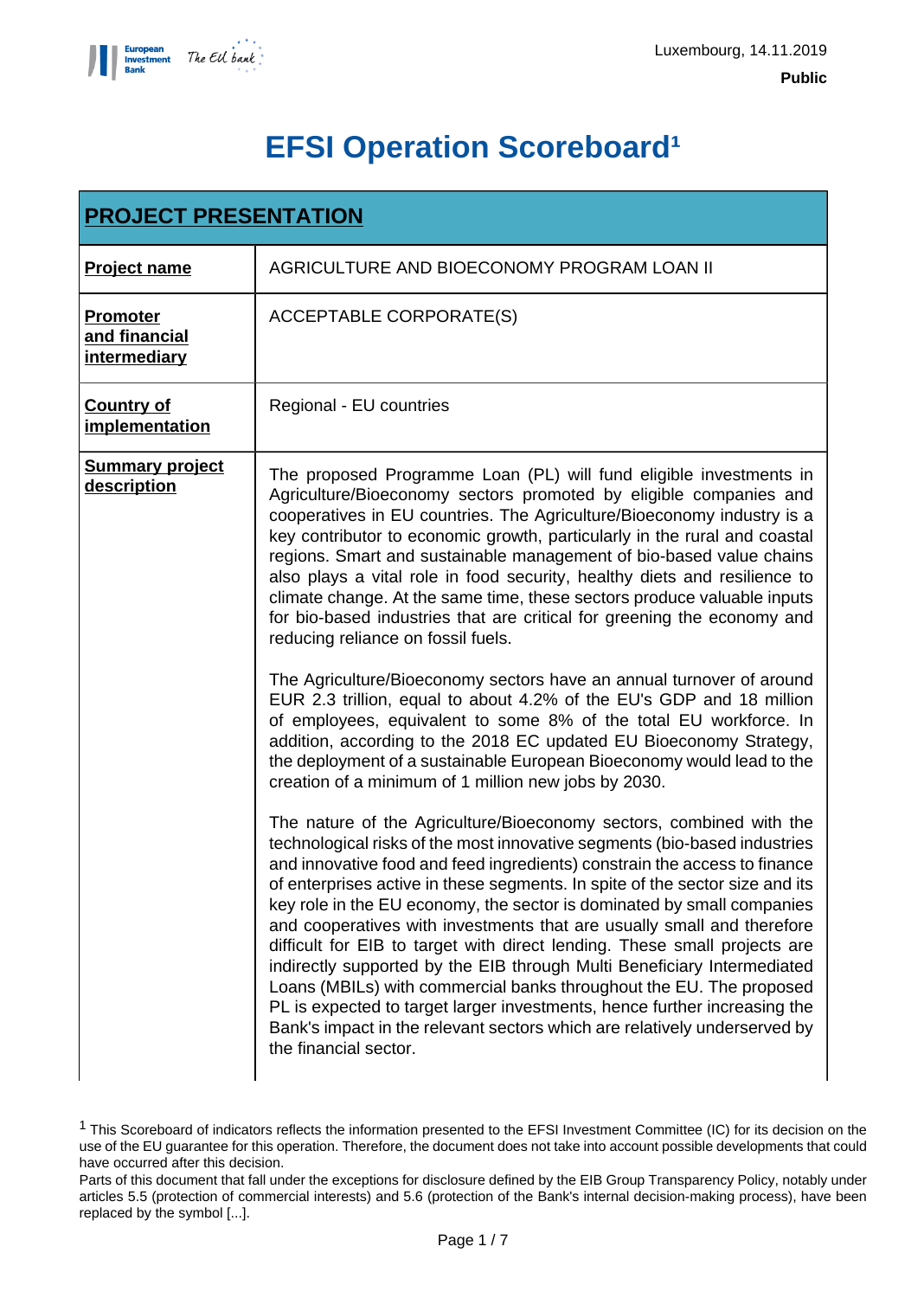Luxembourg, 14.11.2019

**Public**

# EFSI Operation Scoreboard[1]

| PROJECT PRESENTATION | |
|---|---|
| **Project name** | AGRICULTURE AND BIOECONOMY PROGRAM LOAN II |
| **Promoter and financial intermediary** | ACCEPTABLE CORPORATE(S) |
| **Country of implementation** | Regional - EU countries |
| **Summary project description** | The proposed Programme Loan (PL) will fund eligible investments in Agriculture/Bioeconomy sectors promoted by eligible companies and cooperatives in EU countries. The Agriculture/Bioeconomy industry is a key contributor to economic growth, particularly in the rural and coastal regions. Smart and sustainable management of bio-based value chains also plays a vital role in food security, healthy diets and resilience to climate change. At the same time, these sectors produce valuable inputs for bio-based industries that are critical for greening the economy and reducing reliance on fossil fuels.<br><br>The Agriculture/Bioeconomy sectors have an annual turnover of around EUR 2.3 trillion, equal to about 4.2% of the EU's GDP and 18 million of employees, equivalent to some 8% of the total EU workforce. In addition, according to the 2018 EC updated EU Bioeconomy Strategy, the deployment of a sustainable European Bioeconomy would lead to the creation of a minimum of 1 million new jobs by 2030.<br><br>The nature of the Agriculture/Bioeconomy sectors, combined with the technological risks of the most innovative segments (bio-based industries and innovative food and feed ingredients) constrain the access to finance of enterprises active in these segments. In spite of the sector size and its key role in the EU economy, the sector is dominated by small companies and cooperatives with investments that are usually small and therefore difficult for EIB to target with direct lending. These small projects are indirectly supported by the EIB through Multi Beneficiary Intermediated Loans (MBILs) with commercial banks throughout the EU. The proposed PL is expected to target larger investments, hence further increasing the Bank's impact in the relevant sectors which are relatively underserved by the financial sector. |

[1] This Scoreboard of indicators reflects the information presented to the EFSI Investment Committee (IC) for its decision on the use of the EU guarantee for this operation. Therefore, the document does not take into account possible developments that could have occurred after this decision.
Parts of this document that fall under the exceptions for disclosure defined by the EIB Group Transparency Policy, notably under articles 5.5 (protection of commercial interests) and 5.6 (protection of the Bank's internal decision-making process), have been replaced by the symbol [...].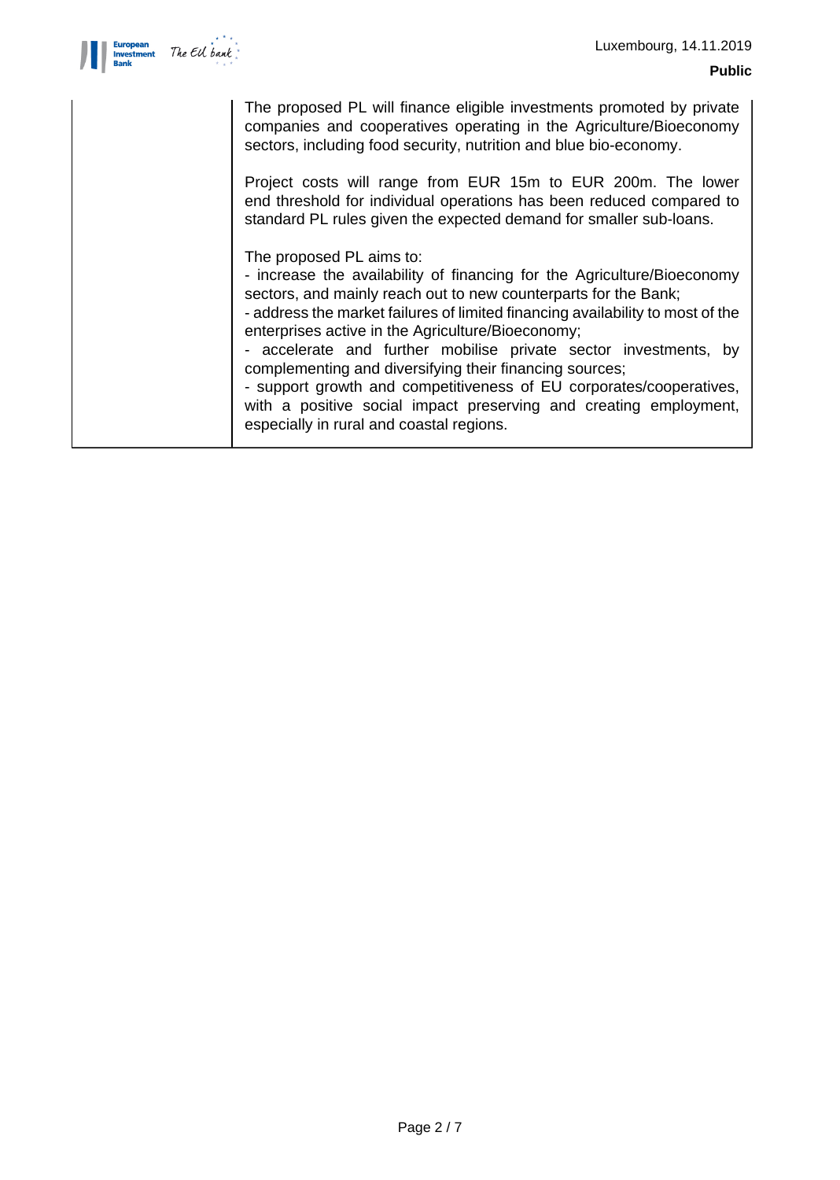| | The proposed PL will finance eligible investments promoted by private companies and cooperatives operating in the Agriculture/Bioeconomy sectors, including food security, nutrition and blue bio-economy.<br><br>Project costs will range from EUR 15m to EUR 200m. The lower end threshold for individual operations has been reduced compared to standard PL rules given the expected demand for smaller sub-loans.<br><br>The proposed PL aims to:<br>- increase the availability of financing for the Agriculture/Bioeconomy sectors, and mainly reach out to new counterparts for the Bank;<br>- address the market failures of limited financing availability to most of the enterprises active in the Agriculture/Bioeconomy;<br>- accelerate and further mobilise private sector investments, by complementing and diversifying their financing sources;<br>- support growth and competitiveness of EU corporates/cooperatives, with a positive social impact preserving and creating employment, especially in rural and coastal regions. |
|---|---|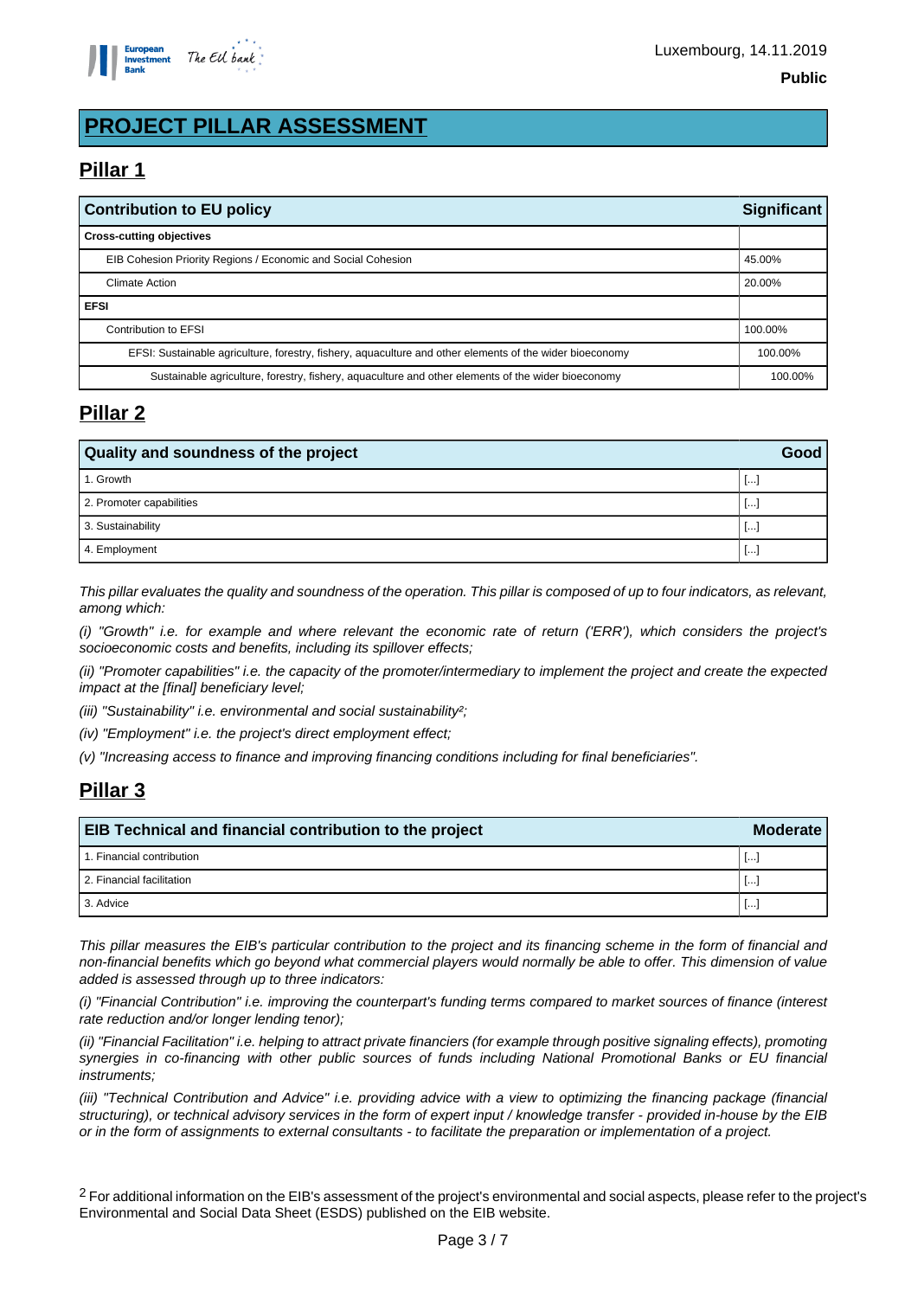# PROJECT PILLAR ASSESSMENT

## Pillar 1

| Contribution to EU policy | Significant |
|---|---|
| **Cross-cutting objectives** | |
| EIB Cohesion Priority Regions / Economic and Social Cohesion | 45.00% |
| Climate Action | 20.00% |
| **EFSI** | |
| Contribution to EFSI | 100.00% |
| EFSI: Sustainable agriculture, forestry, fishery, aquaculture and other elements of the wider bioeconomy | 100.00% |
| Sustainable agriculture, forestry, fishery, aquaculture and other elements of the wider bioeconomy | 100.00% |

## Pillar 2

| Quality and soundness of the project | Good |
|---|---|
| 1. Growth | [...] |
| 2. Promoter capabilities | [...] |
| 3. Sustainability | [...] |
| 4. Employment | [...] |

*This pillar evaluates the quality and soundness of the operation. This pillar is composed of up to four indicators, as relevant, among which:*

*(i) "Growth" i.e. for example and where relevant the economic rate of return ('ERR'), which considers the project's socioeconomic costs and benefits, including its spillover effects;*

*(ii) "Promoter capabilities" i.e. the capacity of the promoter/intermediary to implement the project and create the expected impact at the [final] beneficiary level;*

*(iii) "Sustainability" i.e. environmental and social sustainability[2];*

*(iv) "Employment" i.e. the project's direct employment effect;*

*(v) "Increasing access to finance and improving financing conditions including for final beneficiaries".*

## Pillar 3

| EIB Technical and financial contribution to the project | Moderate |
|---|---|
| 1. Financial contribution | [...] |
| 2. Financial facilitation | [...] |
| 3. Advice | [...] |

*This pillar measures the EIB's particular contribution to the project and its financing scheme in the form of financial and non-financial benefits which go beyond what commercial players would normally be able to offer. This dimension of value added is assessed through up to three indicators:*

*(i) "Financial Contribution" i.e. improving the counterpart's funding terms compared to market sources of finance (interest rate reduction and/or longer lending tenor);*

*(ii) "Financial Facilitation" i.e. helping to attract private financiers (for example through positive signaling effects), promoting synergies in co-financing with other public sources of funds including National Promotional Banks or EU financial instruments;*

*(iii) "Technical Contribution and Advice" i.e. providing advice with a view to optimizing the financing package (financial structuring), or technical advisory services in the form of expert input / knowledge transfer - provided in-house by the EIB or in the form of assignments to external consultants - to facilitate the preparation or implementation of a project.*

[2] For additional information on the EIB's assessment of the project's environmental and social aspects, please refer to the project's Environmental and Social Data Sheet (ESDS) published on the EIB website.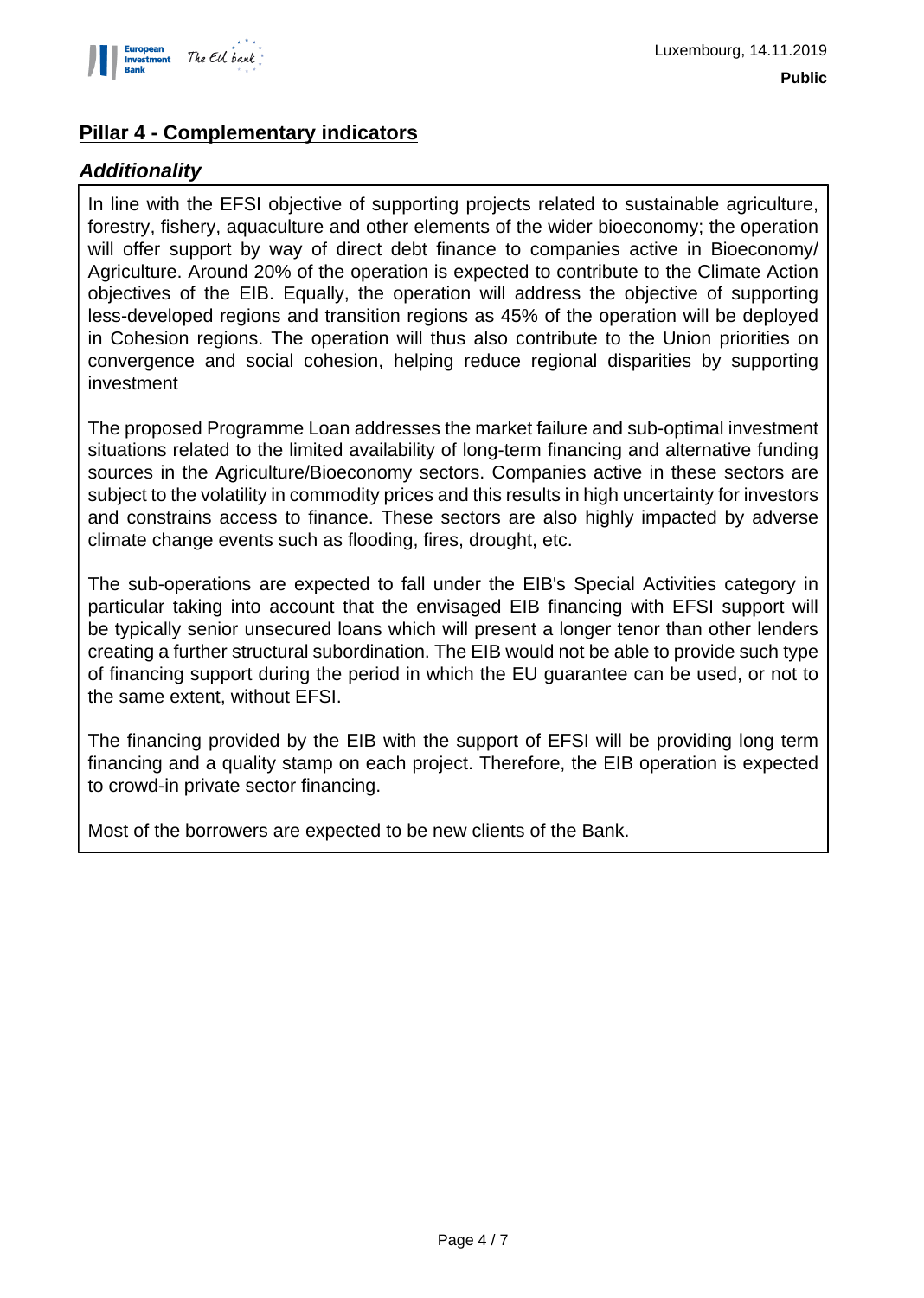## Pillar 4 - Complementary indicators

### *Additionality*

In line with the EFSI objective of supporting projects related to sustainable agriculture, forestry, fishery, aquaculture and other elements of the wider bioeconomy; the operation will offer support by way of direct debt finance to companies active in Bioeconomy/ Agriculture. Around 20% of the operation is expected to contribute to the Climate Action objectives of the EIB. Equally, the operation will address the objective of supporting less-developed regions and transition regions as 45% of the operation will be deployed in Cohesion regions. The operation will thus also contribute to the Union priorities on convergence and social cohesion, helping reduce regional disparities by supporting investment

The proposed Programme Loan addresses the market failure and sub-optimal investment situations related to the limited availability of long-term financing and alternative funding sources in the Agriculture/Bioeconomy sectors. Companies active in these sectors are subject to the volatility in commodity prices and this results in high uncertainty for investors and constrains access to finance. These sectors are also highly impacted by adverse climate change events such as flooding, fires, drought, etc.

The sub-operations are expected to fall under the EIB's Special Activities category in particular taking into account that the envisaged EIB financing with EFSI support will be typically senior unsecured loans which will present a longer tenor than other lenders creating a further structural subordination. The EIB would not be able to provide such type of financing support during the period in which the EU guarantee can be used, or not to the same extent, without EFSI.

The financing provided by the EIB with the support of EFSI will be providing long term financing and a quality stamp on each project. Therefore, the EIB operation is expected to crowd-in private sector financing.

Most of the borrowers are expected to be new clients of the Bank.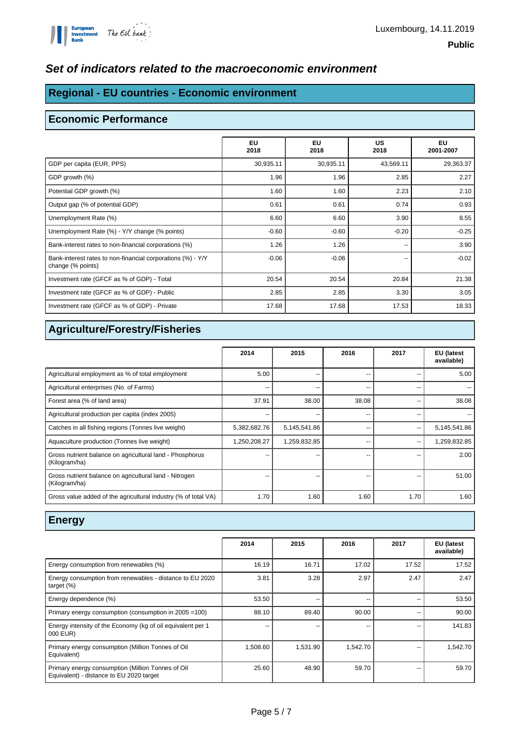Luxembourg, 14.11.2019

**Public**

## *Set of indicators related to the macroeconomic environment*

## Regional - EU countries - Economic environment

### Economic Performance

| | EU 2018 | EU 2018 | US 2018 | EU 2001-2007 |
|---|---|---|---|---|
| GDP per capita (EUR, PPS) | 30,935.11 | 30,935.11 | 43,569.11 | 29,363.37 |
| GDP growth (%) | 1.96 | 1.96 | 2.85 | 2.27 |
| Potential GDP growth (%) | 1.60 | 1.60 | 2.23 | 2.10 |
| Output gap (% of potential GDP) | 0.61 | 0.61 | 0.74 | 0.93 |
| Unemployment Rate (%) | 6.60 | 6.60 | 3.90 | 8.55 |
| Unemployment Rate (%) - Y/Y change (% points) | -0.60 | -0.60 | -0.20 | -0.25 |
| Bank-interest rates to non-financial corporations (%) | 1.26 | 1.26 | -- | 3.90 |
| Bank-interest rates to non-financial corporations (%) - Y/Y change (% points) | -0.06 | -0.06 | -- | -0.02 |
| Investment rate (GFCF as % of GDP) - Total | 20.54 | 20.54 | 20.84 | 21.38 |
| Investment rate (GFCF as % of GDP) - Public | 2.85 | 2.85 | 3.30 | 3.05 |
| Investment rate (GFCF as % of GDP) - Private | 17.68 | 17.68 | 17.53 | 18.33 |

### Agriculture/Forestry/Fisheries

| | 2014 | 2015 | 2016 | 2017 | EU (latest available) |
|---|---|---|---|---|---|
| Agricultural employment as % of total employment | 5.00 | -- | -- | -- | 5.00 |
| Agricultural enterprises (No. of Farms) | -- | -- | -- | -- | -- |
| Forest area (% of land area) | 37.91 | 38.00 | 38.08 | -- | 38.08 |
| Agricultural production per capita (index 2005) | -- | -- | -- | -- | -- |
| Catches in all fishing regions (Tonnes live weight) | 5,382,682.76 | 5,145,541.86 | -- | -- | 5,145,541.86 |
| Aquaculture production (Tonnes live weight) | 1,250,208.27 | 1,259,832.85 | -- | -- | 1,259,832.85 |
| Gross nutrient balance on agricultural land - Phosphorus (Kilogram/ha) | -- | -- | -- | -- | 2.00 |
| Gross nutrient balance on agricultural land - Nitrogen (Kilogram/ha) | -- | -- | -- | -- | 51.00 |
| Gross value added of the agricultural industry (% of total VA) | 1.70 | 1.60 | 1.60 | 1.70 | 1.60 |

### Energy

| | 2014 | 2015 | 2016 | 2017 | EU (latest available) |
|---|---|---|---|---|---|
| Energy consumption from renewables (%) | 16.19 | 16.71 | 17.02 | 17.52 | 17.52 |
| Energy consumption from renewables - distance to EU 2020 target (%) | 3.81 | 3.28 | 2.97 | 2.47 | 2.47 |
| Energy dependence (%) | 53.50 | -- | -- | -- | 53.50 |
| Primary energy consumption (consumption in 2005 =100) | 88.10 | 89.40 | 90.00 | -- | 90.00 |
| Energy intensity of the Economy (kg of oil equivalent per 1 000 EUR) | -- | -- | -- | -- | 141.83 |
| Primary energy consumption (Million Tonnes of Oil Equivalent) | 1,508.60 | 1,531.90 | 1,542.70 | -- | 1,542.70 |
| Primary energy consumption (Million Tonnes of Oil Equivalent) - distance to EU 2020 target | 25.60 | 48.90 | 59.70 | -- | 59.70 |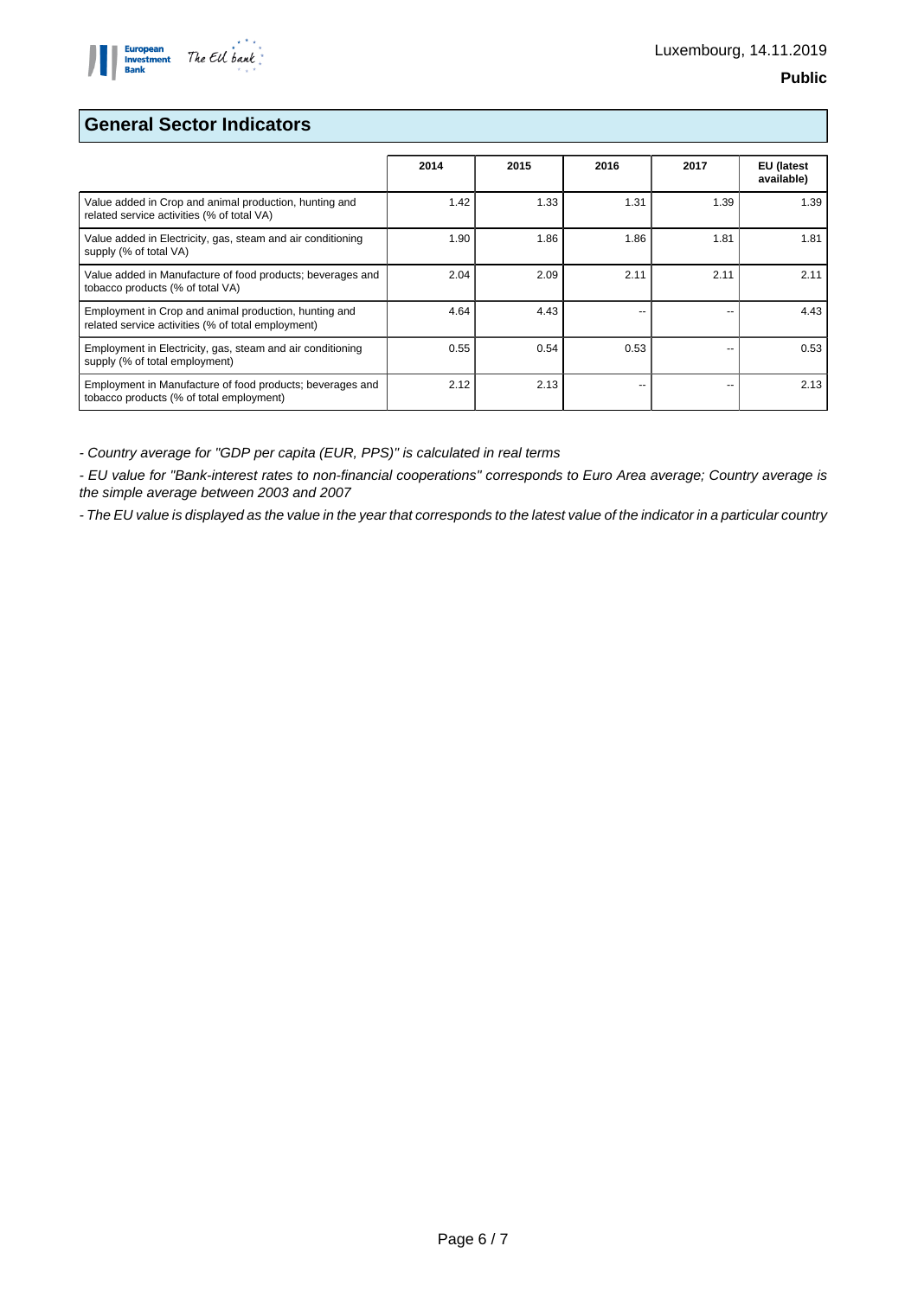## General Sector Indicators

| | 2014 | 2015 | 2016 | 2017 | EU (latest available) |
|---|---|---|---|---|---|
| Value added in Crop and animal production, hunting and related service activities (% of total VA) | 1.42 | 1.33 | 1.31 | 1.39 | 1.39 |
| Value added in Electricity, gas, steam and air conditioning supply (% of total VA) | 1.90 | 1.86 | 1.86 | 1.81 | 1.81 |
| Value added in Manufacture of food products; beverages and tobacco products (% of total VA) | 2.04 | 2.09 | 2.11 | 2.11 | 2.11 |
| Employment in Crop and animal production, hunting and related service activities (% of total employment) | 4.64 | 4.43 | -- | -- | 4.43 |
| Employment in Electricity, gas, steam and air conditioning supply (% of total employment) | 0.55 | 0.54 | 0.53 | -- | 0.53 |
| Employment in Manufacture of food products; beverages and tobacco products (% of total employment) | 2.12 | 2.13 | -- | -- | 2.13 |

*- Country average for "GDP per capita (EUR, PPS)" is calculated in real terms*

*- EU value for "Bank-interest rates to non-financial cooperations" corresponds to Euro Area average; Country average is the simple average between 2003 and 2007*

*- The EU value is displayed as the value in the year that corresponds to the latest value of the indicator in a particular country*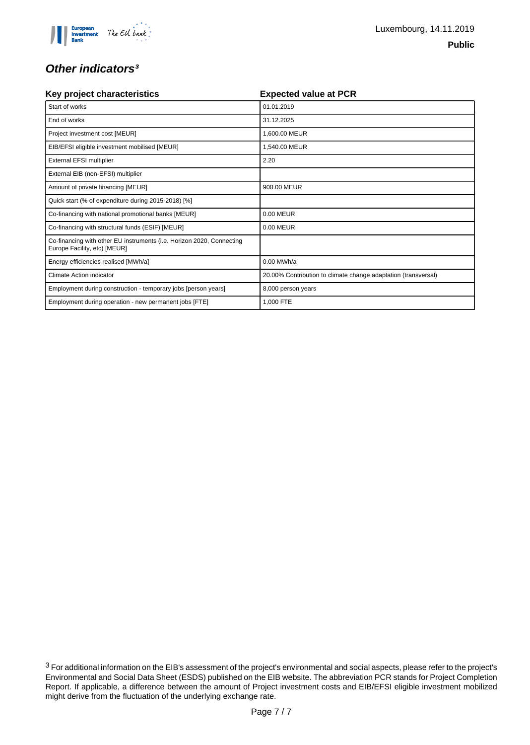Luxembourg, 14.11.2019

**Public**

## *Other indicators*[3]

| Key project characteristics | Expected value at PCR |
| --- | --- |
| Start of works | 01.01.2019 |
| End of works | 31.12.2025 |
| Project investment cost [MEUR] | 1,600.00 MEUR |
| EIB/EFSI eligible investment mobilised [MEUR] | 1,540.00 MEUR |
| External EFSI multiplier | 2.20 |
| External EIB (non-EFSI) multiplier | |
| Amount of private financing [MEUR] | 900.00 MEUR |
| Quick start (% of expenditure during 2015-2018) [%] | |
| Co-financing with national promotional banks [MEUR] | 0.00 MEUR |
| Co-financing with structural funds (ESIF) [MEUR] | 0.00 MEUR |
| Co-financing with other EU instruments (i.e. Horizon 2020, Connecting Europe Facility, etc) [MEUR] | |
| Energy efficiencies realised [MWh/a] | 0.00 MWh/a |
| Climate Action indicator | 20.00% Contribution to climate change adaptation (transversal) |
| Employment during construction - temporary jobs [person years] | 8,000 person years |
| Employment during operation - new permanent jobs [FTE] | 1,000 FTE |

[3] For additional information on the EIB's assessment of the project's environmental and social aspects, please refer to the project's Environmental and Social Data Sheet (ESDS) published on the EIB website. The abbreviation PCR stands for Project Completion Report. If applicable, a difference between the amount of Project investment costs and EIB/EFSI eligible investment mobilized might derive from the fluctuation of the underlying exchange rate.